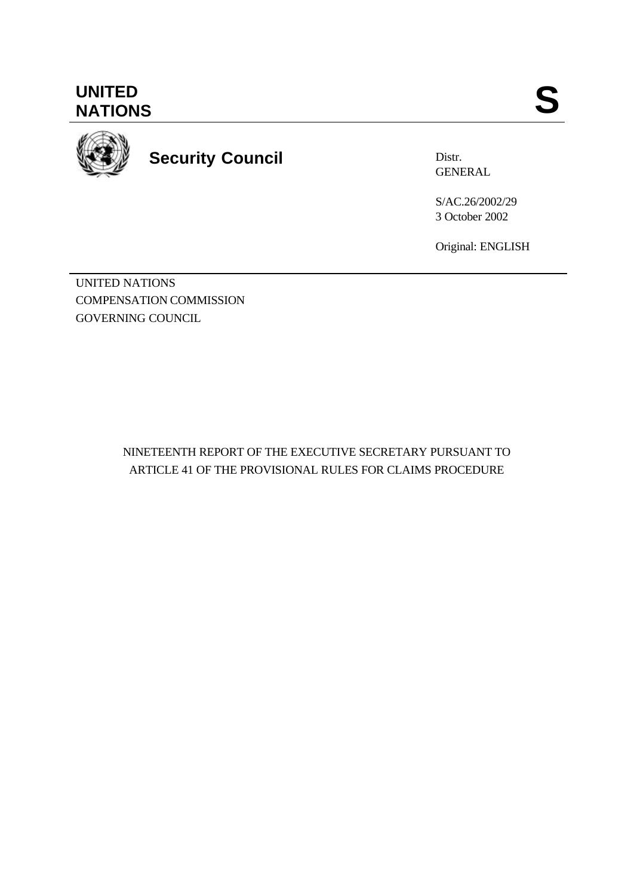**UNITED NATIONS**

**S**

**Security Council**

Distr.
GENERAL

S/AC.26/2002/29
3 October 2002

Original: ENGLISH

UNITED NATIONS
COMPENSATION COMMISSION
GOVERNING COUNCIL

NINETEENTH REPORT OF THE EXECUTIVE SECRETARY PURSUANT TO ARTICLE 41 OF THE PROVISIONAL RULES FOR CLAIMS PROCEDURE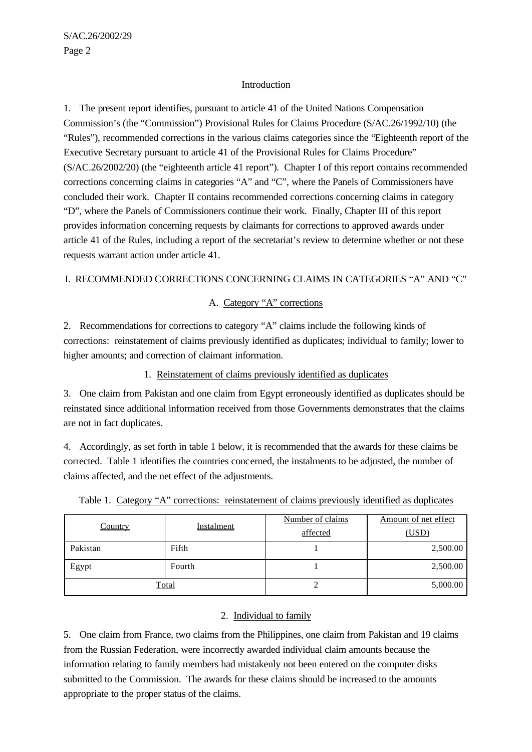## Introduction

1. The present report identifies, pursuant to article 41 of the United Nations Compensation Commission's (the "Commission") Provisional Rules for Claims Procedure (S/AC.26/1992/10) (the "Rules"), recommended corrections in the various claims categories since the "Eighteenth report of the Executive Secretary pursuant to article 41 of the Provisional Rules for Claims Procedure" (S/AC.26/2002/20) (the "eighteenth article 41 report"). Chapter I of this report contains recommended corrections concerning claims in categories "A" and "C", where the Panels of Commissioners have concluded their work. Chapter II contains recommended corrections concerning claims in category "D", where the Panels of Commissioners continue their work. Finally, Chapter III of this report provides information concerning requests by claimants for corrections to approved awards under article 41 of the Rules, including a report of the secretariat's review to determine whether or not these requests warrant action under article 41.

## I. RECOMMENDED CORRECTIONS CONCERNING CLAIMS IN CATEGORIES "A" AND "C"

### A. Category "A" corrections

2. Recommendations for corrections to category "A" claims include the following kinds of corrections: reinstatement of claims previously identified as duplicates; individual to family; lower to higher amounts; and correction of claimant information.

#### 1. Reinstatement of claims previously identified as duplicates

3. One claim from Pakistan and one claim from Egypt erroneously identified as duplicates should be reinstated since additional information received from those Governments demonstrates that the claims are not in fact duplicates.

4. Accordingly, as set forth in table 1 below, it is recommended that the awards for these claims be corrected. Table 1 identifies the countries concerned, the instalments to be adjusted, the number of claims affected, and the net effect of the adjustments.

Table 1. Category "A" corrections: reinstatement of claims previously identified as duplicates

| Country | Instalment | Number of claims affected | Amount of net effect (USD) |
|---|---|---|---|
| Pakistan | Fifth | 1 | 2,500.00 |
| Egypt | Fourth | 1 | 2,500.00 |
| Total | | 2 | 5,000.00 |

#### 2. Individual to family

5. One claim from France, two claims from the Philippines, one claim from Pakistan and 19 claims from the Russian Federation, were incorrectly awarded individual claim amounts because the information relating to family members had mistakenly not been entered on the computer disks submitted to the Commission. The awards for these claims should be increased to the amounts appropriate to the proper status of the claims.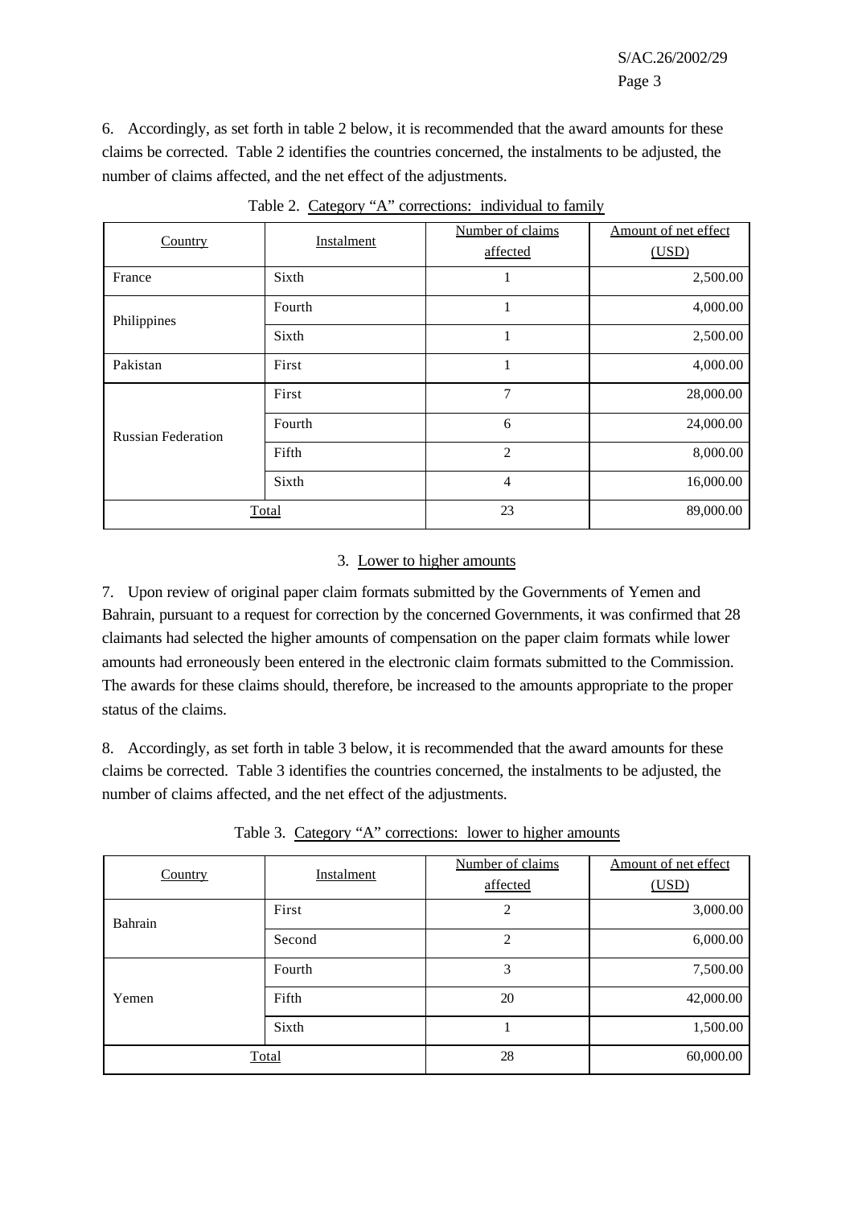6. Accordingly, as set forth in table 2 below, it is recommended that the award amounts for these claims be corrected. Table 2 identifies the countries concerned, the instalments to be adjusted, the number of claims affected, and the net effect of the adjustments.

Table 2. Category "A" corrections: individual to family

| Country | Instalment | Number of claims affected | Amount of net effect (USD) |
|---|---|---|---|
| France | Sixth | 1 | 2,500.00 |
| Philippines | Fourth | 1 | 4,000.00 |
| | Sixth | 1 | 2,500.00 |
| Pakistan | First | 1 | 4,000.00 |
| Russian Federation | First | 7 | 28,000.00 |
| | Fourth | 6 | 24,000.00 |
| | Fifth | 2 | 8,000.00 |
| | Sixth | 4 | 16,000.00 |
| Total | | 23 | 89,000.00 |

### 3. Lower to higher amounts

7. Upon review of original paper claim formats submitted by the Governments of Yemen and Bahrain, pursuant to a request for correction by the concerned Governments, it was confirmed that 28 claimants had selected the higher amounts of compensation on the paper claim formats while lower amounts had erroneously been entered in the electronic claim formats submitted to the Commission. The awards for these claims should, therefore, be increased to the amounts appropriate to the proper status of the claims.

8. Accordingly, as set forth in table 3 below, it is recommended that the award amounts for these claims be corrected. Table 3 identifies the countries concerned, the instalments to be adjusted, the number of claims affected, and the net effect of the adjustments.

Table 3. Category "A" corrections: lower to higher amounts

| Country | Instalment | Number of claims affected | Amount of net effect (USD) |
|---|---|---|---|
| Bahrain | First | 2 | 3,000.00 |
| | Second | 2 | 6,000.00 |
| Yemen | Fourth | 3 | 7,500.00 |
| | Fifth | 20 | 42,000.00 |
| | Sixth | 1 | 1,500.00 |
| Total | | 28 | 60,000.00 |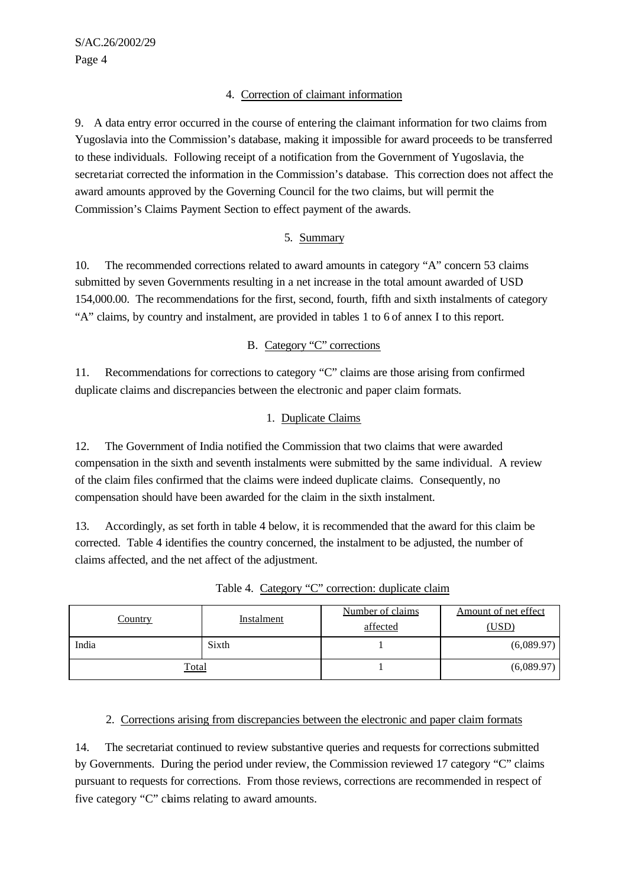### 4. Correction of claimant information

9. A data entry error occurred in the course of entering the claimant information for two claims from Yugoslavia into the Commission's database, making it impossible for award proceeds to be transferred to these individuals. Following receipt of a notification from the Government of Yugoslavia, the secretariat corrected the information in the Commission's database. This correction does not affect the award amounts approved by the Governing Council for the two claims, but will permit the Commission's Claims Payment Section to effect payment of the awards.

### 5. Summary

10. The recommended corrections related to award amounts in category "A" concern 53 claims submitted by seven Governments resulting in a net increase in the total amount awarded of USD 154,000.00. The recommendations for the first, second, fourth, fifth and sixth instalments of category "A" claims, by country and instalment, are provided in tables 1 to 6 of annex I to this report.

## B. Category "C" corrections

11. Recommendations for corrections to category "C" claims are those arising from confirmed duplicate claims and discrepancies between the electronic and paper claim formats.

### 1. Duplicate Claims

12. The Government of India notified the Commission that two claims that were awarded compensation in the sixth and seventh instalments were submitted by the same individual. A review of the claim files confirmed that the claims were indeed duplicate claims. Consequently, no compensation should have been awarded for the claim in the sixth instalment.

13. Accordingly, as set forth in table 4 below, it is recommended that the award for this claim be corrected. Table 4 identifies the country concerned, the instalment to be adjusted, the number of claims affected, and the net affect of the adjustment.

Table 4. Category "C" correction: duplicate claim

| Country | Instalment | Number of claims affected | Amount of net effect (USD) |
|---|---|---|---|
| India | Sixth | 1 | (6,089.97) |
| Total | | 1 | (6,089.97) |

### 2. Corrections arising from discrepancies between the electronic and paper claim formats

14. The secretariat continued to review substantive queries and requests for corrections submitted by Governments. During the period under review, the Commission reviewed 17 category "C" claims pursuant to requests for corrections. From those reviews, corrections are recommended in respect of five category "C" claims relating to award amounts.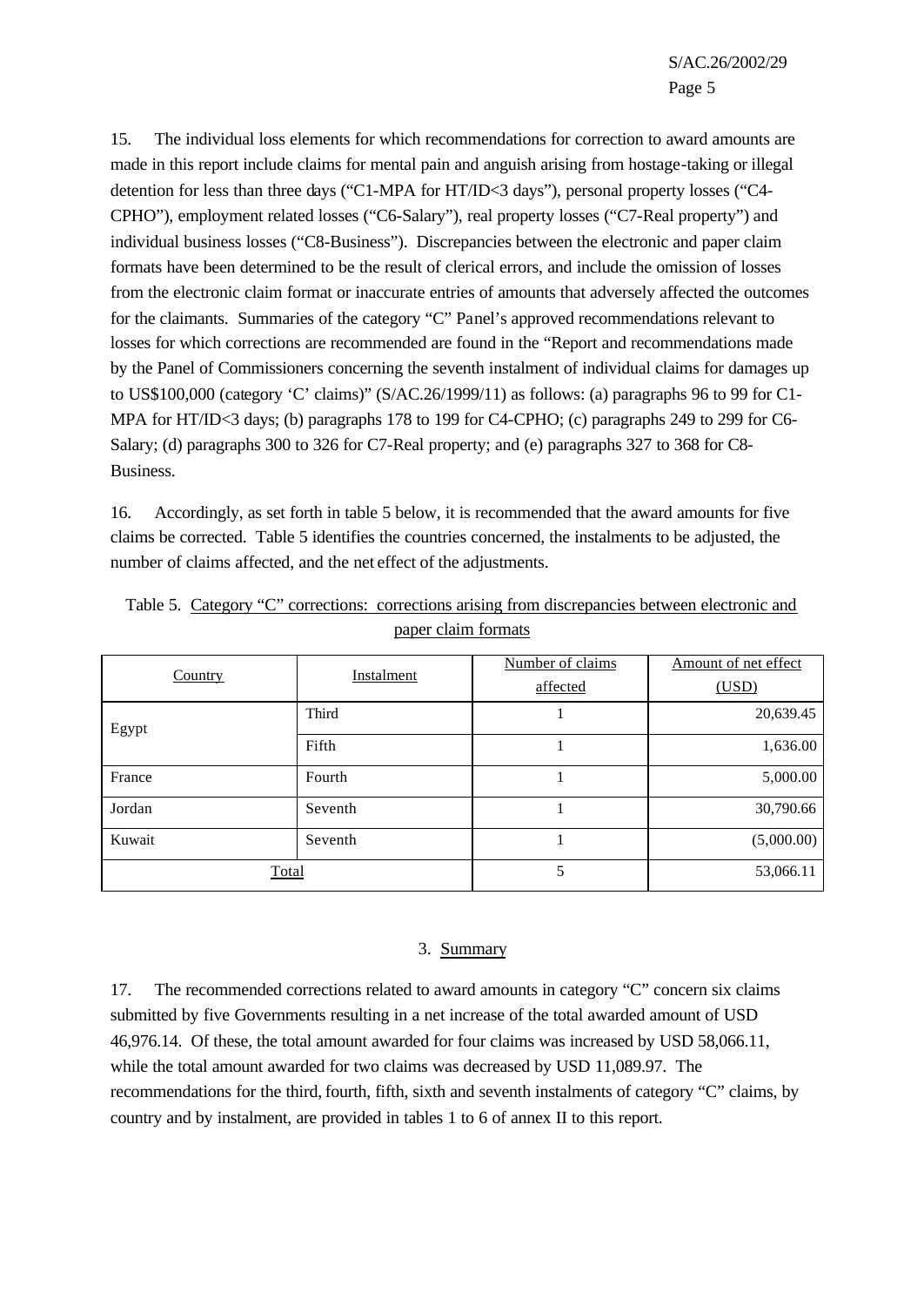15. The individual loss elements for which recommendations for correction to award amounts are made in this report include claims for mental pain and anguish arising from hostage-taking or illegal detention for less than three days ("C1-MPA for HT/ID<3 days"), personal property losses ("C4-CPHO"), employment related losses ("C6-Salary"), real property losses ("C7-Real property") and individual business losses ("C8-Business"). Discrepancies between the electronic and paper claim formats have been determined to be the result of clerical errors, and include the omission of losses from the electronic claim format or inaccurate entries of amounts that adversely affected the outcomes for the claimants. Summaries of the category "C" Panel's approved recommendations relevant to losses for which corrections are recommended are found in the "Report and recommendations made by the Panel of Commissioners concerning the seventh instalment of individual claims for damages up to US$100,000 (category 'C' claims)" (S/AC.26/1999/11) as follows: (a) paragraphs 96 to 99 for C1-MPA for HT/ID<3 days; (b) paragraphs 178 to 199 for C4-CPHO; (c) paragraphs 249 to 299 for C6-Salary; (d) paragraphs 300 to 326 for C7-Real property; and (e) paragraphs 327 to 368 for C8-Business.

16. Accordingly, as set forth in table 5 below, it is recommended that the award amounts for five claims be corrected. Table 5 identifies the countries concerned, the instalments to be adjusted, the number of claims affected, and the net effect of the adjustments.

Table 5. Category "C" corrections: corrections arising from discrepancies between electronic and paper claim formats

| Country | Instalment | Number of claims affected | Amount of net effect (USD) |
|---|---|---|---|
| Egypt | Third | 1 | 20,639.45 |
| | Fifth | 1 | 1,636.00 |
| France | Fourth | 1 | 5,000.00 |
| Jordan | Seventh | 1 | 30,790.66 |
| Kuwait | Seventh | 1 | (5,000.00) |
| Total | | 5 | 53,066.11 |

### 3. Summary

17. The recommended corrections related to award amounts in category "C" concern six claims submitted by five Governments resulting in a net increase of the total awarded amount of USD 46,976.14. Of these, the total amount awarded for four claims was increased by USD 58,066.11, while the total amount awarded for two claims was decreased by USD 11,089.97. The recommendations for the third, fourth, fifth, sixth and seventh instalments of category "C" claims, by country and by instalment, are provided in tables 1 to 6 of annex II to this report.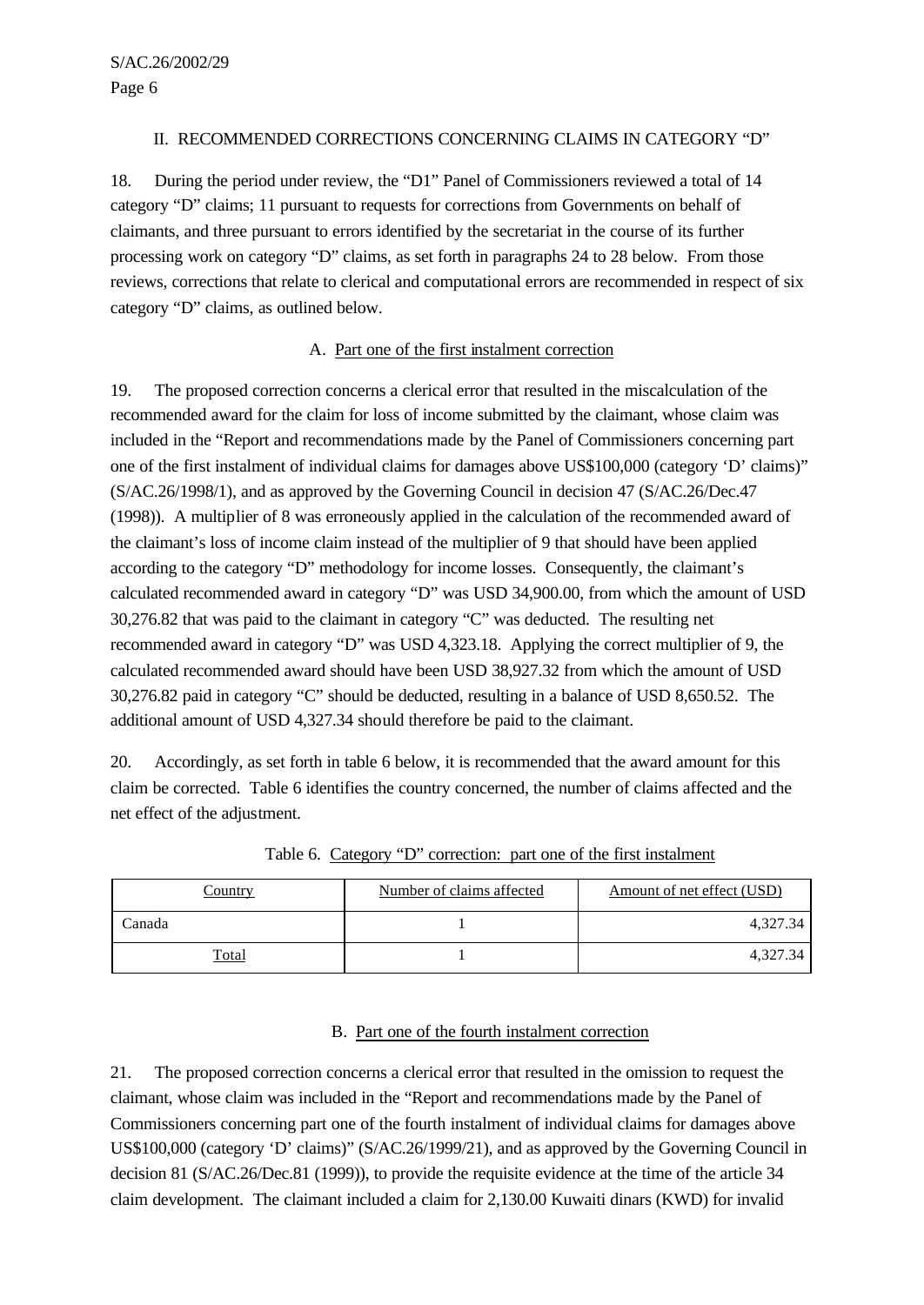## II. RECOMMENDED CORRECTIONS CONCERNING CLAIMS IN CATEGORY "D"

18. During the period under review, the "D1" Panel of Commissioners reviewed a total of 14 category "D" claims; 11 pursuant to requests for corrections from Governments on behalf of claimants, and three pursuant to errors identified by the secretariat in the course of its further processing work on category "D" claims, as set forth in paragraphs 24 to 28 below. From those reviews, corrections that relate to clerical and computational errors are recommended in respect of six category "D" claims, as outlined below.

### A. Part one of the first instalment correction

19. The proposed correction concerns a clerical error that resulted in the miscalculation of the recommended award for the claim for loss of income submitted by the claimant, whose claim was included in the "Report and recommendations made by the Panel of Commissioners concerning part one of the first instalment of individual claims for damages above US$100,000 (category 'D' claims)" (S/AC.26/1998/1), and as approved by the Governing Council in decision 47 (S/AC.26/Dec.47 (1998)). A multiplier of 8 was erroneously applied in the calculation of the recommended award of the claimant's loss of income claim instead of the multiplier of 9 that should have been applied according to the category "D" methodology for income losses. Consequently, the claimant's calculated recommended award in category "D" was USD 34,900.00, from which the amount of USD 30,276.82 that was paid to the claimant in category "C" was deducted. The resulting net recommended award in category "D" was USD 4,323.18. Applying the correct multiplier of 9, the calculated recommended award should have been USD 38,927.32 from which the amount of USD 30,276.82 paid in category "C" should be deducted, resulting in a balance of USD 8,650.52. The additional amount of USD 4,327.34 should therefore be paid to the claimant.

20. Accordingly, as set forth in table 6 below, it is recommended that the award amount for this claim be corrected. Table 6 identifies the country concerned, the number of claims affected and the net effect of the adjustment.

Table 6. Category "D" correction: part one of the first instalment

| Country | Number of claims affected | Amount of net effect (USD) |
|---|---|---|
| Canada | 1 | 4,327.34 |
| Total | 1 | 4,327.34 |

### B. Part one of the fourth instalment correction

21. The proposed correction concerns a clerical error that resulted in the omission to request the claimant, whose claim was included in the "Report and recommendations made by the Panel of Commissioners concerning part one of the fourth instalment of individual claims for damages above US$100,000 (category 'D' claims)" (S/AC.26/1999/21), and as approved by the Governing Council in decision 81 (S/AC.26/Dec.81 (1999)), to provide the requisite evidence at the time of the article 34 claim development. The claimant included a claim for 2,130.00 Kuwaiti dinars (KWD) for invalid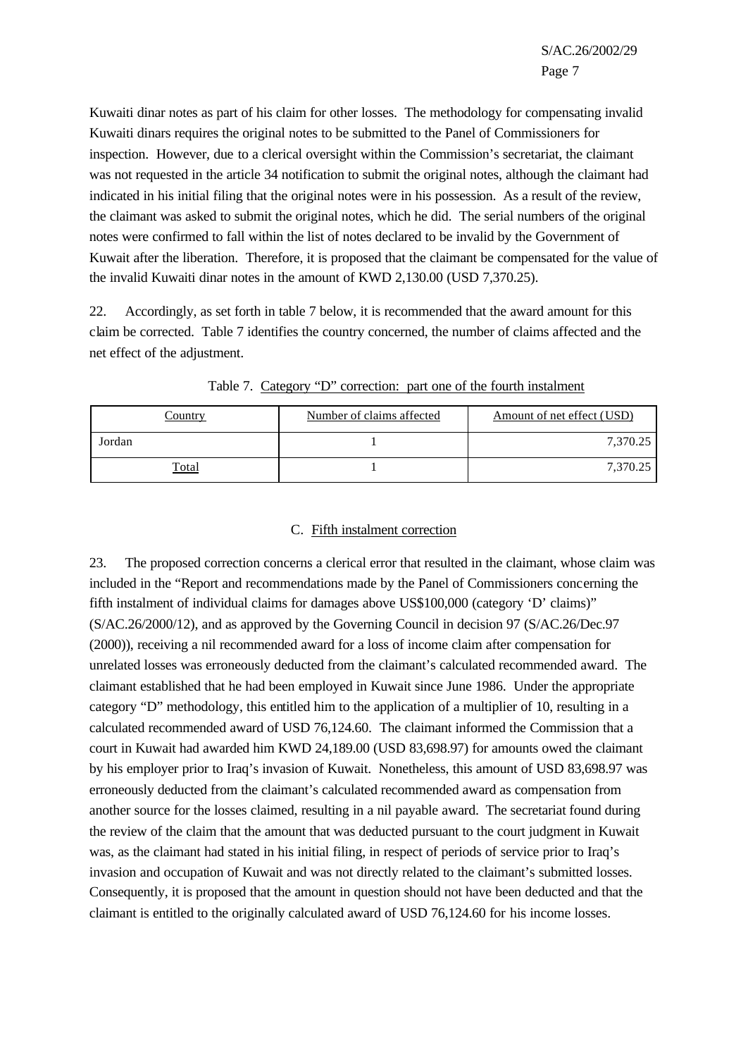Kuwaiti dinar notes as part of his claim for other losses. The methodology for compensating invalid Kuwaiti dinars requires the original notes to be submitted to the Panel of Commissioners for inspection. However, due to a clerical oversight within the Commission's secretariat, the claimant was not requested in the article 34 notification to submit the original notes, although the claimant had indicated in his initial filing that the original notes were in his possession. As a result of the review, the claimant was asked to submit the original notes, which he did. The serial numbers of the original notes were confirmed to fall within the list of notes declared to be invalid by the Government of Kuwait after the liberation. Therefore, it is proposed that the claimant be compensated for the value of the invalid Kuwaiti dinar notes in the amount of KWD 2,130.00 (USD 7,370.25).

22. Accordingly, as set forth in table 7 below, it is recommended that the award amount for this claim be corrected. Table 7 identifies the country concerned, the number of claims affected and the net effect of the adjustment.

Table 7. Category "D" correction: part one of the fourth instalment

| Country | Number of claims affected | Amount of net effect (USD) |
|---|---|---|
| Jordan | 1 | 7,370.25 |
| Total | 1 | 7,370.25 |

## C. Fifth instalment correction

23. The proposed correction concerns a clerical error that resulted in the claimant, whose claim was included in the "Report and recommendations made by the Panel of Commissioners concerning the fifth instalment of individual claims for damages above US$100,000 (category 'D' claims)" (S/AC.26/2000/12), and as approved by the Governing Council in decision 97 (S/AC.26/Dec.97 (2000)), receiving a nil recommended award for a loss of income claim after compensation for unrelated losses was erroneously deducted from the claimant's calculated recommended award. The claimant established that he had been employed in Kuwait since June 1986. Under the appropriate category "D" methodology, this entitled him to the application of a multiplier of 10, resulting in a calculated recommended award of USD 76,124.60. The claimant informed the Commission that a court in Kuwait had awarded him KWD 24,189.00 (USD 83,698.97) for amounts owed the claimant by his employer prior to Iraq's invasion of Kuwait. Nonetheless, this amount of USD 83,698.97 was erroneously deducted from the claimant's calculated recommended award as compensation from another source for the losses claimed, resulting in a nil payable award. The secretariat found during the review of the claim that the amount that was deducted pursuant to the court judgment in Kuwait was, as the claimant had stated in his initial filing, in respect of periods of service prior to Iraq's invasion and occupation of Kuwait and was not directly related to the claimant's submitted losses. Consequently, it is proposed that the amount in question should not have been deducted and that the claimant is entitled to the originally calculated award of USD 76,124.60 for his income losses.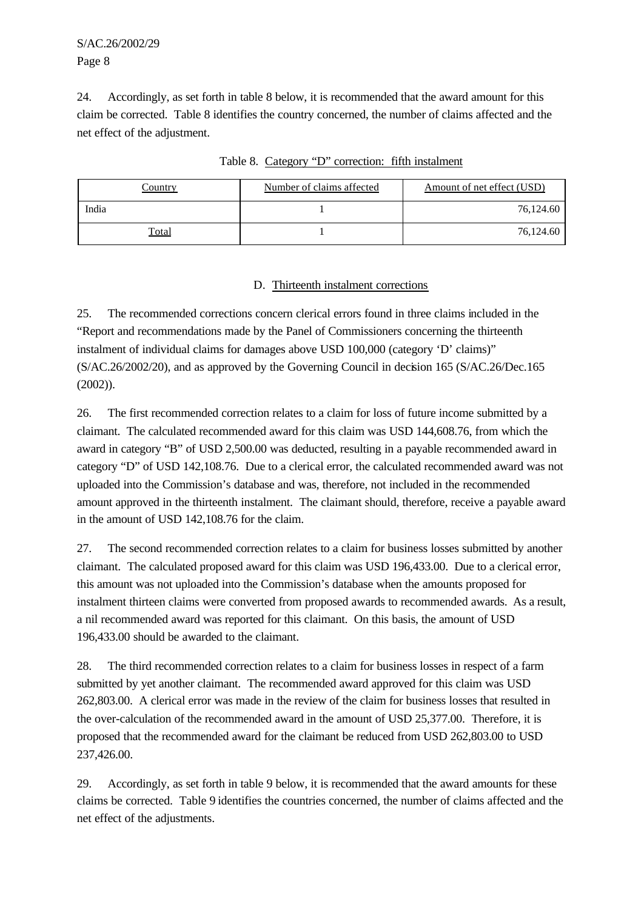24. Accordingly, as set forth in table 8 below, it is recommended that the award amount for this claim be corrected. Table 8 identifies the country concerned, the number of claims affected and the net effect of the adjustment.

Table 8. Category "D" correction: fifth instalment

| Country | Number of claims affected | Amount of net effect (USD) |
|---|---|---|
| India | 1 | 76,124.60 |
| Total | 1 | 76,124.60 |

## D. Thirteenth instalment corrections

25. The recommended corrections concern clerical errors found in three claims included in the "Report and recommendations made by the Panel of Commissioners concerning the thirteenth instalment of individual claims for damages above USD 100,000 (category 'D' claims)" (S/AC.26/2002/20), and as approved by the Governing Council in decision 165 (S/AC.26/Dec.165 (2002)).

26. The first recommended correction relates to a claim for loss of future income submitted by a claimant. The calculated recommended award for this claim was USD 144,608.76, from which the award in category "B" of USD 2,500.00 was deducted, resulting in a payable recommended award in category "D" of USD 142,108.76. Due to a clerical error, the calculated recommended award was not uploaded into the Commission's database and was, therefore, not included in the recommended amount approved in the thirteenth instalment. The claimant should, therefore, receive a payable award in the amount of USD 142,108.76 for the claim.

27. The second recommended correction relates to a claim for business losses submitted by another claimant. The calculated proposed award for this claim was USD 196,433.00. Due to a clerical error, this amount was not uploaded into the Commission's database when the amounts proposed for instalment thirteen claims were converted from proposed awards to recommended awards. As a result, a nil recommended award was reported for this claimant. On this basis, the amount of USD 196,433.00 should be awarded to the claimant.

28. The third recommended correction relates to a claim for business losses in respect of a farm submitted by yet another claimant. The recommended award approved for this claim was USD 262,803.00. A clerical error was made in the review of the claim for business losses that resulted in the over-calculation of the recommended award in the amount of USD 25,377.00. Therefore, it is proposed that the recommended award for the claimant be reduced from USD 262,803.00 to USD 237,426.00.

29. Accordingly, as set forth in table 9 below, it is recommended that the award amounts for these claims be corrected. Table 9 identifies the countries concerned, the number of claims affected and the net effect of the adjustments.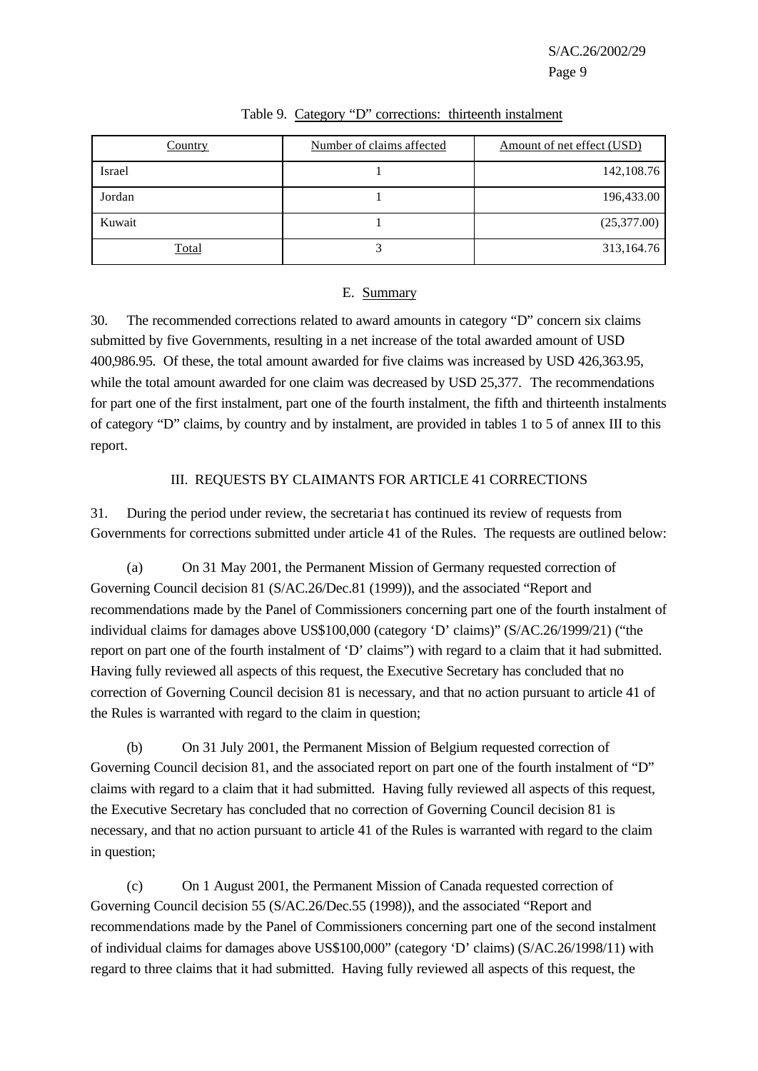Table 9. Category "D" corrections: thirteenth instalment

| Country | Number of claims affected | Amount of net effect (USD) |
|---|---|---|
| Israel | 1 | 142,108.76 |
| Jordan | 1 | 196,433.00 |
| Kuwait | 1 | (25,377.00) |
| Total | 3 | 313,164.76 |

### E. Summary

30. The recommended corrections related to award amounts in category "D" concern six claims submitted by five Governments, resulting in a net increase of the total awarded amount of USD 400,986.95. Of these, the total amount awarded for five claims was increased by USD 426,363.95, while the total amount awarded for one claim was decreased by USD 25,377. The recommendations for part one of the first instalment, part one of the fourth instalment, the fifth and thirteenth instalments of category "D" claims, by country and by instalment, are provided in tables 1 to 5 of annex III to this report.

## III. REQUESTS BY CLAIMANTS FOR ARTICLE 41 CORRECTIONS

31. During the period under review, the secretariat has continued its review of requests from Governments for corrections submitted under article 41 of the Rules. The requests are outlined below:

(a) On 31 May 2001, the Permanent Mission of Germany requested correction of Governing Council decision 81 (S/AC.26/Dec.81 (1999)), and the associated "Report and recommendations made by the Panel of Commissioners concerning part one of the fourth instalment of individual claims for damages above US$100,000 (category 'D' claims)" (S/AC.26/1999/21) ("the report on part one of the fourth instalment of 'D' claims") with regard to a claim that it had submitted. Having fully reviewed all aspects of this request, the Executive Secretary has concluded that no correction of Governing Council decision 81 is necessary, and that no action pursuant to article 41 of the Rules is warranted with regard to the claim in question;

(b) On 31 July 2001, the Permanent Mission of Belgium requested correction of Governing Council decision 81, and the associated report on part one of the fourth instalment of "D" claims with regard to a claim that it had submitted. Having fully reviewed all aspects of this request, the Executive Secretary has concluded that no correction of Governing Council decision 81 is necessary, and that no action pursuant to article 41 of the Rules is warranted with regard to the claim in question;

(c) On 1 August 2001, the Permanent Mission of Canada requested correction of Governing Council decision 55 (S/AC.26/Dec.55 (1998)), and the associated "Report and recommendations made by the Panel of Commissioners concerning part one of the second instalment of individual claims for damages above US$100,000" (category 'D' claims) (S/AC.26/1998/11) with regard to three claims that it had submitted. Having fully reviewed all aspects of this request, the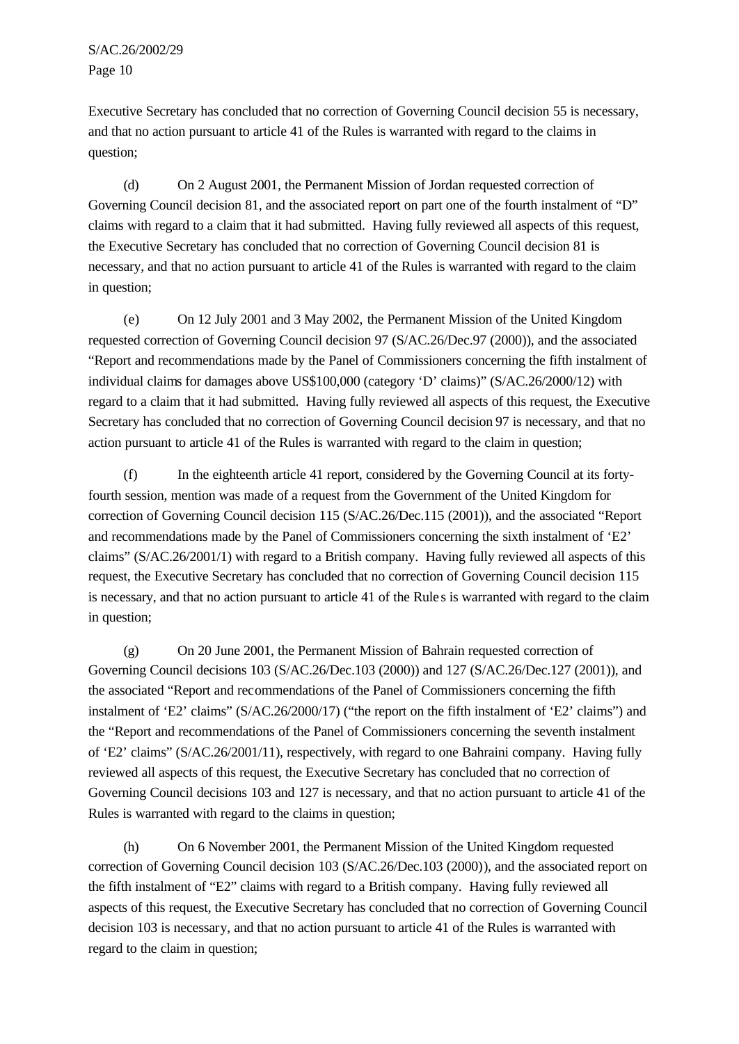Executive Secretary has concluded that no correction of Governing Council decision 55 is necessary, and that no action pursuant to article 41 of the Rules is warranted with regard to the claims in question;

(d) On 2 August 2001, the Permanent Mission of Jordan requested correction of Governing Council decision 81, and the associated report on part one of the fourth instalment of "D" claims with regard to a claim that it had submitted. Having fully reviewed all aspects of this request, the Executive Secretary has concluded that no correction of Governing Council decision 81 is necessary, and that no action pursuant to article 41 of the Rules is warranted with regard to the claim in question;

(e) On 12 July 2001 and 3 May 2002, the Permanent Mission of the United Kingdom requested correction of Governing Council decision 97 (S/AC.26/Dec.97 (2000)), and the associated "Report and recommendations made by the Panel of Commissioners concerning the fifth instalment of individual claims for damages above US$100,000 (category 'D' claims)" (S/AC.26/2000/12) with regard to a claim that it had submitted. Having fully reviewed all aspects of this request, the Executive Secretary has concluded that no correction of Governing Council decision 97 is necessary, and that no action pursuant to article 41 of the Rules is warranted with regard to the claim in question;

(f) In the eighteenth article 41 report, considered by the Governing Council at its forty-fourth session, mention was made of a request from the Government of the United Kingdom for correction of Governing Council decision 115 (S/AC.26/Dec.115 (2001)), and the associated "Report and recommendations made by the Panel of Commissioners concerning the sixth instalment of 'E2' claims" (S/AC.26/2001/1) with regard to a British company. Having fully reviewed all aspects of this request, the Executive Secretary has concluded that no correction of Governing Council decision 115 is necessary, and that no action pursuant to article 41 of the Rules is warranted with regard to the claim in question;

(g) On 20 June 2001, the Permanent Mission of Bahrain requested correction of Governing Council decisions 103 (S/AC.26/Dec.103 (2000)) and 127 (S/AC.26/Dec.127 (2001)), and the associated "Report and recommendations of the Panel of Commissioners concerning the fifth instalment of 'E2' claims" (S/AC.26/2000/17) ("the report on the fifth instalment of 'E2' claims") and the "Report and recommendations of the Panel of Commissioners concerning the seventh instalment of 'E2' claims" (S/AC.26/2001/11), respectively, with regard to one Bahraini company. Having fully reviewed all aspects of this request, the Executive Secretary has concluded that no correction of Governing Council decisions 103 and 127 is necessary, and that no action pursuant to article 41 of the Rules is warranted with regard to the claims in question;

(h) On 6 November 2001, the Permanent Mission of the United Kingdom requested correction of Governing Council decision 103 (S/AC.26/Dec.103 (2000)), and the associated report on the fifth instalment of "E2" claims with regard to a British company. Having fully reviewed all aspects of this request, the Executive Secretary has concluded that no correction of Governing Council decision 103 is necessary, and that no action pursuant to article 41 of the Rules is warranted with regard to the claim in question;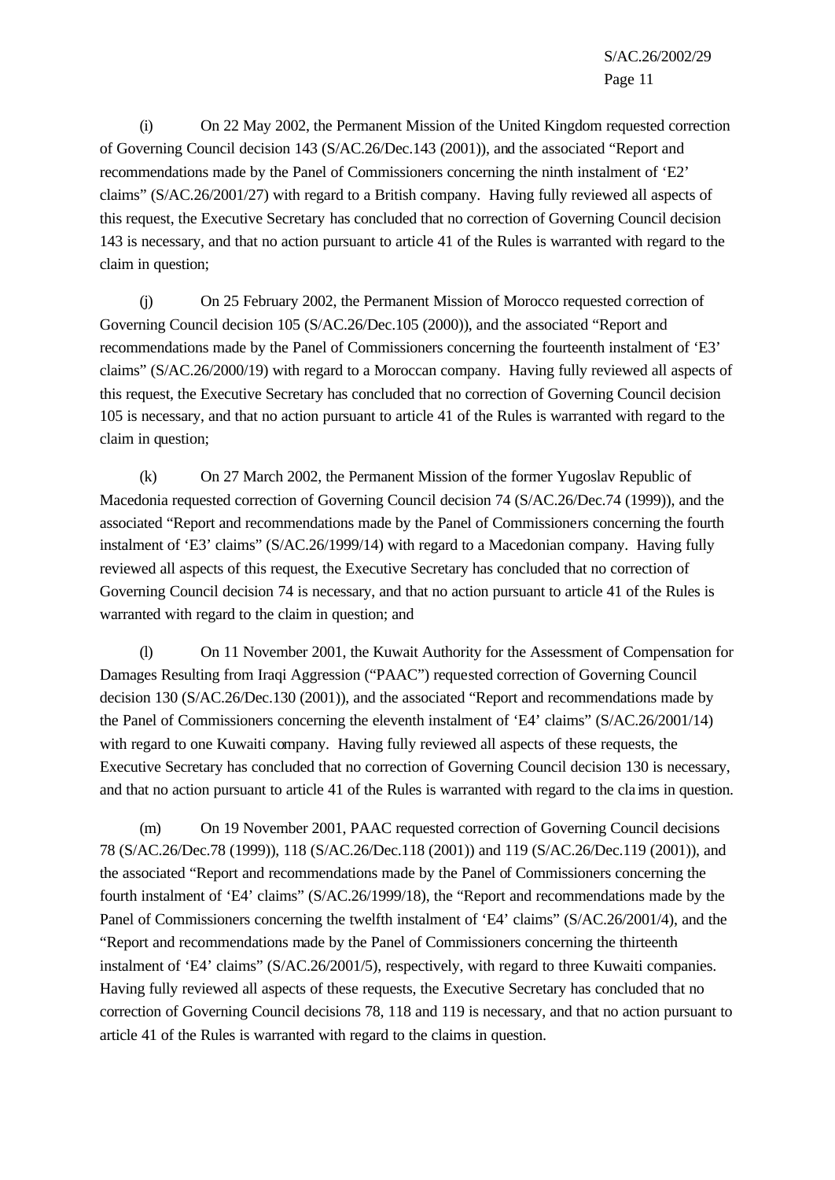(i) On 22 May 2002, the Permanent Mission of the United Kingdom requested correction of Governing Council decision 143 (S/AC.26/Dec.143 (2001)), and the associated "Report and recommendations made by the Panel of Commissioners concerning the ninth instalment of 'E2' claims" (S/AC.26/2001/27) with regard to a British company. Having fully reviewed all aspects of this request, the Executive Secretary has concluded that no correction of Governing Council decision 143 is necessary, and that no action pursuant to article 41 of the Rules is warranted with regard to the claim in question;

(j) On 25 February 2002, the Permanent Mission of Morocco requested correction of Governing Council decision 105 (S/AC.26/Dec.105 (2000)), and the associated "Report and recommendations made by the Panel of Commissioners concerning the fourteenth instalment of 'E3' claims" (S/AC.26/2000/19) with regard to a Moroccan company. Having fully reviewed all aspects of this request, the Executive Secretary has concluded that no correction of Governing Council decision 105 is necessary, and that no action pursuant to article 41 of the Rules is warranted with regard to the claim in question;

(k) On 27 March 2002, the Permanent Mission of the former Yugoslav Republic of Macedonia requested correction of Governing Council decision 74 (S/AC.26/Dec.74 (1999)), and the associated "Report and recommendations made by the Panel of Commissioners concerning the fourth instalment of 'E3' claims" (S/AC.26/1999/14) with regard to a Macedonian company. Having fully reviewed all aspects of this request, the Executive Secretary has concluded that no correction of Governing Council decision 74 is necessary, and that no action pursuant to article 41 of the Rules is warranted with regard to the claim in question; and

(l) On 11 November 2001, the Kuwait Authority for the Assessment of Compensation for Damages Resulting from Iraqi Aggression ("PAAC") requested correction of Governing Council decision 130 (S/AC.26/Dec.130 (2001)), and the associated "Report and recommendations made by the Panel of Commissioners concerning the eleventh instalment of 'E4' claims" (S/AC.26/2001/14) with regard to one Kuwaiti company. Having fully reviewed all aspects of these requests, the Executive Secretary has concluded that no correction of Governing Council decision 130 is necessary, and that no action pursuant to article 41 of the Rules is warranted with regard to the claims in question.

(m) On 19 November 2001, PAAC requested correction of Governing Council decisions 78 (S/AC.26/Dec.78 (1999)), 118 (S/AC.26/Dec.118 (2001)) and 119 (S/AC.26/Dec.119 (2001)), and the associated "Report and recommendations made by the Panel of Commissioners concerning the fourth instalment of 'E4' claims" (S/AC.26/1999/18), the "Report and recommendations made by the Panel of Commissioners concerning the twelfth instalment of 'E4' claims" (S/AC.26/2001/4), and the "Report and recommendations made by the Panel of Commissioners concerning the thirteenth instalment of 'E4' claims" (S/AC.26/2001/5), respectively, with regard to three Kuwaiti companies. Having fully reviewed all aspects of these requests, the Executive Secretary has concluded that no correction of Governing Council decisions 78, 118 and 119 is necessary, and that no action pursuant to article 41 of the Rules is warranted with regard to the claims in question.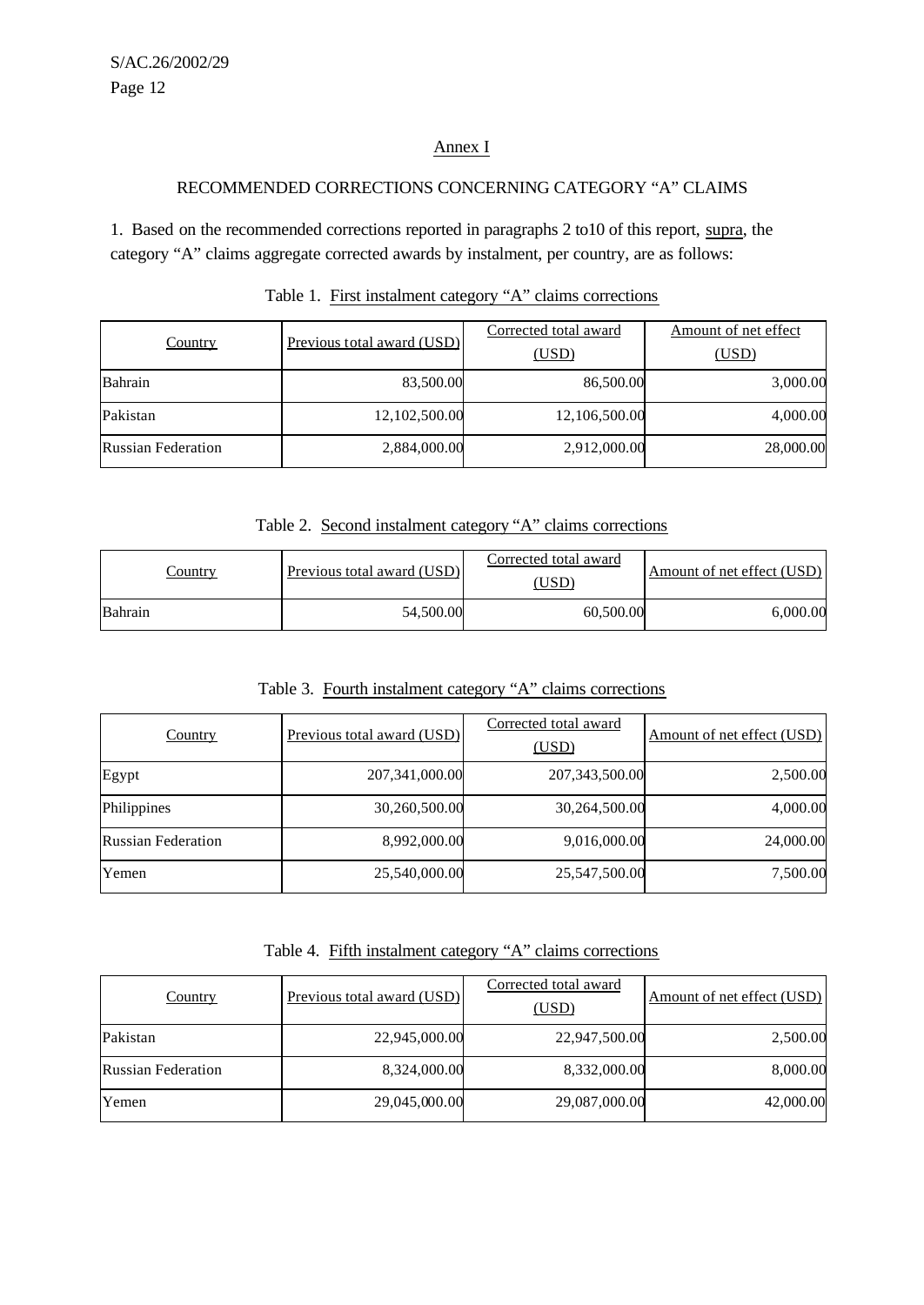## Annex I

### RECOMMENDED CORRECTIONS CONCERNING CATEGORY "A" CLAIMS

1. Based on the recommended corrections reported in paragraphs 2 to10 of this report, supra, the category "A" claims aggregate corrected awards by instalment, per country, are as follows:

Table 1. First instalment category "A" claims corrections

| Country | Previous total award (USD) | Corrected total award (USD) | Amount of net effect (USD) |
|---|---|---|---|
| Bahrain | 83,500.00 | 86,500.00 | 3,000.00 |
| Pakistan | 12,102,500.00 | 12,106,500.00 | 4,000.00 |
| Russian Federation | 2,884,000.00 | 2,912,000.00 | 28,000.00 |

Table 2. Second instalment category "A" claims corrections

| Country | Previous total award (USD) | Corrected total award (USD) | Amount of net effect (USD) |
|---|---|---|---|
| Bahrain | 54,500.00 | 60,500.00 | 6,000.00 |

Table 3. Fourth instalment category "A" claims corrections

| Country | Previous total award (USD) | Corrected total award (USD) | Amount of net effect (USD) |
|---|---|---|---|
| Egypt | 207,341,000.00 | 207,343,500.00 | 2,500.00 |
| Philippines | 30,260,500.00 | 30,264,500.00 | 4,000.00 |
| Russian Federation | 8,992,000.00 | 9,016,000.00 | 24,000.00 |
| Yemen | 25,540,000.00 | 25,547,500.00 | 7,500.00 |

Table 4. Fifth instalment category "A" claims corrections

| Country | Previous total award (USD) | Corrected total award (USD) | Amount of net effect (USD) |
|---|---|---|---|
| Pakistan | 22,945,000.00 | 22,947,500.00 | 2,500.00 |
| Russian Federation | 8,324,000.00 | 8,332,000.00 | 8,000.00 |
| Yemen | 29,045,000.00 | 29,087,000.00 | 42,000.00 |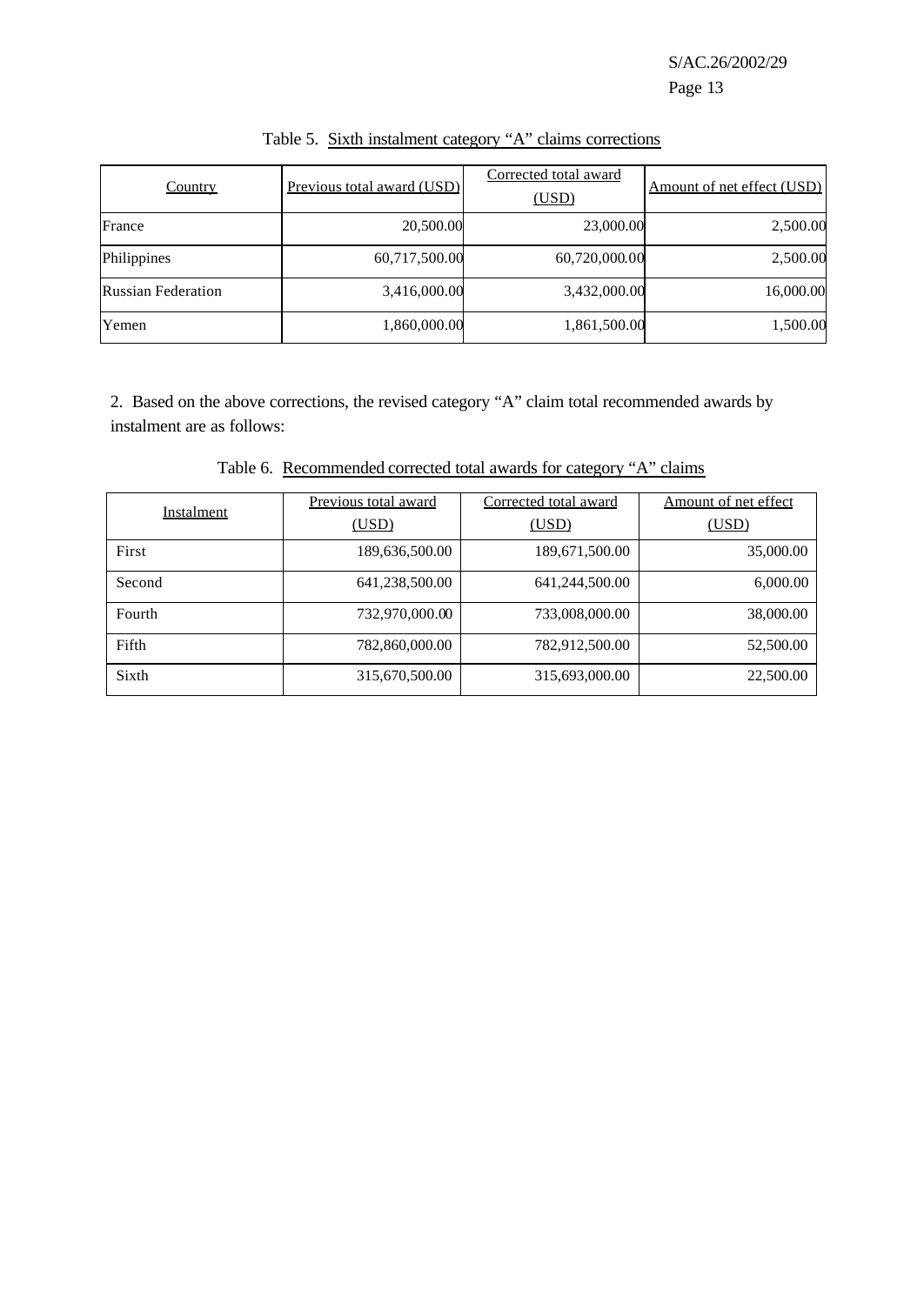Table 5. Sixth instalment category "A" claims corrections

| Country | Previous total award (USD) | Corrected total award (USD) | Amount of net effect (USD) |
|---|---|---|---|
| France | 20,500.00 | 23,000.00 | 2,500.00 |
| Philippines | 60,717,500.00 | 60,720,000.00 | 2,500.00 |
| Russian Federation | 3,416,000.00 | 3,432,000.00 | 16,000.00 |
| Yemen | 1,860,000.00 | 1,861,500.00 | 1,500.00 |

2. Based on the above corrections, the revised category "A" claim total recommended awards by instalment are as follows:

Table 6. Recommended corrected total awards for category "A" claims

| Instalment | Previous total award (USD) | Corrected total award (USD) | Amount of net effect (USD) |
|---|---|---|---|
| First | 189,636,500.00 | 189,671,500.00 | 35,000.00 |
| Second | 641,238,500.00 | 641,244,500.00 | 6,000.00 |
| Fourth | 732,970,000.00 | 733,008,000.00 | 38,000.00 |
| Fifth | 782,860,000.00 | 782,912,500.00 | 52,500.00 |
| Sixth | 315,670,500.00 | 315,693,000.00 | 22,500.00 |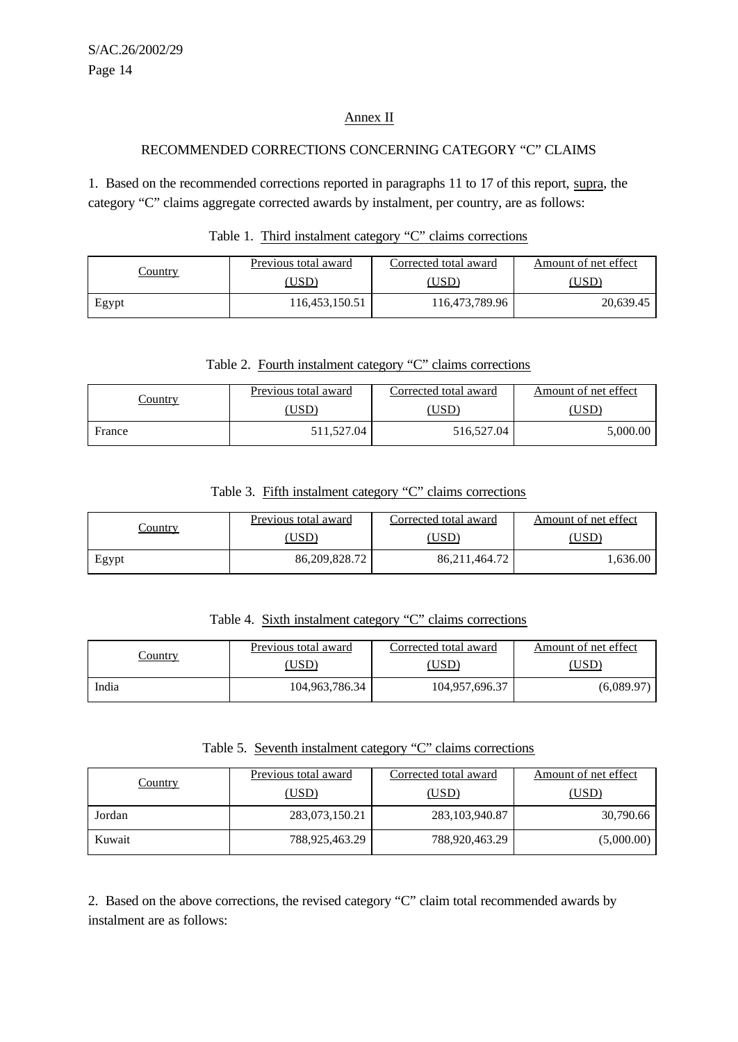## Annex II

### RECOMMENDED CORRECTIONS CONCERNING CATEGORY “C” CLAIMS

1. Based on the recommended corrections reported in paragraphs 11 to 17 of this report, supra, the category “C” claims aggregate corrected awards by instalment, per country, are as follows:

Table 1. Third instalment category “C” claims corrections

| Country | Previous total award (USD) | Corrected total award (USD) | Amount of net effect (USD) |
|---|---|---|---|
| Egypt | 116,453,150.51 | 116,473,789.96 | 20,639.45 |

Table 2. Fourth instalment category “C” claims corrections

| Country | Previous total award (USD) | Corrected total award (USD) | Amount of net effect (USD) |
|---|---|---|---|
| France | 511,527.04 | 516,527.04 | 5,000.00 |

Table 3. Fifth instalment category “C” claims corrections

| Country | Previous total award (USD) | Corrected total award (USD) | Amount of net effect (USD) |
|---|---|---|---|
| Egypt | 86,209,828.72 | 86,211,464.72 | 1,636.00 |

Table 4. Sixth instalment category “C” claims corrections

| Country | Previous total award (USD) | Corrected total award (USD) | Amount of net effect (USD) |
|---|---|---|---|
| India | 104,963,786.34 | 104,957,696.37 | (6,089.97) |

Table 5. Seventh instalment category “C” claims corrections

| Country | Previous total award (USD) | Corrected total award (USD) | Amount of net effect (USD) |
|---|---|---|---|
| Jordan | 283,073,150.21 | 283,103,940.87 | 30,790.66 |
| Kuwait | 788,925,463.29 | 788,920,463.29 | (5,000.00) |

2. Based on the above corrections, the revised category “C” claim total recommended awards by instalment are as follows: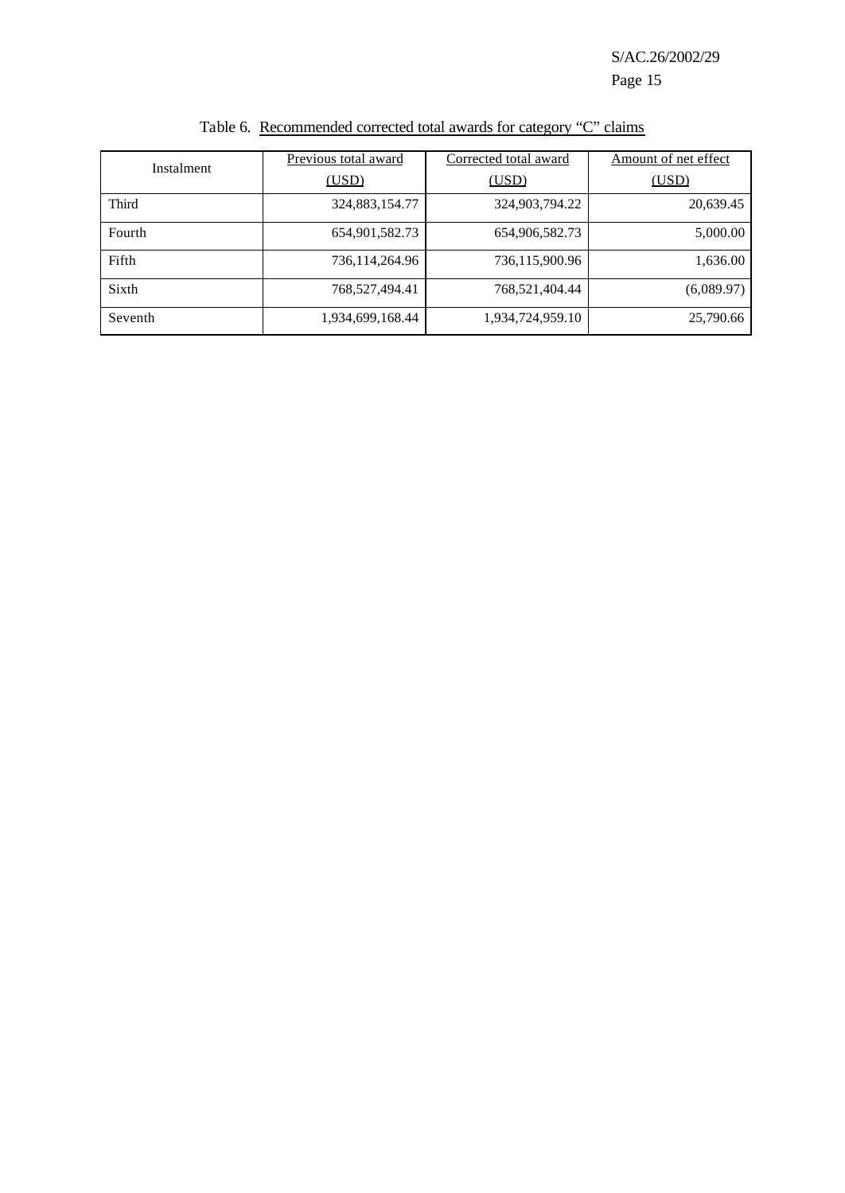Table 6. Recommended corrected total awards for category "C" claims

| Instalment | Previous total award (USD) | Corrected total award (USD) | Amount of net effect (USD) |
|---|---|---|---|
| Third | 324,883,154.77 | 324,903,794.22 | 20,639.45 |
| Fourth | 654,901,582.73 | 654,906,582.73 | 5,000.00 |
| Fifth | 736,114,264.96 | 736,115,900.96 | 1,636.00 |
| Sixth | 768,527,494.41 | 768,521,404.44 | (6,089.97) |
| Seventh | 1,934,699,168.44 | 1,934,724,959.10 | 25,790.66 |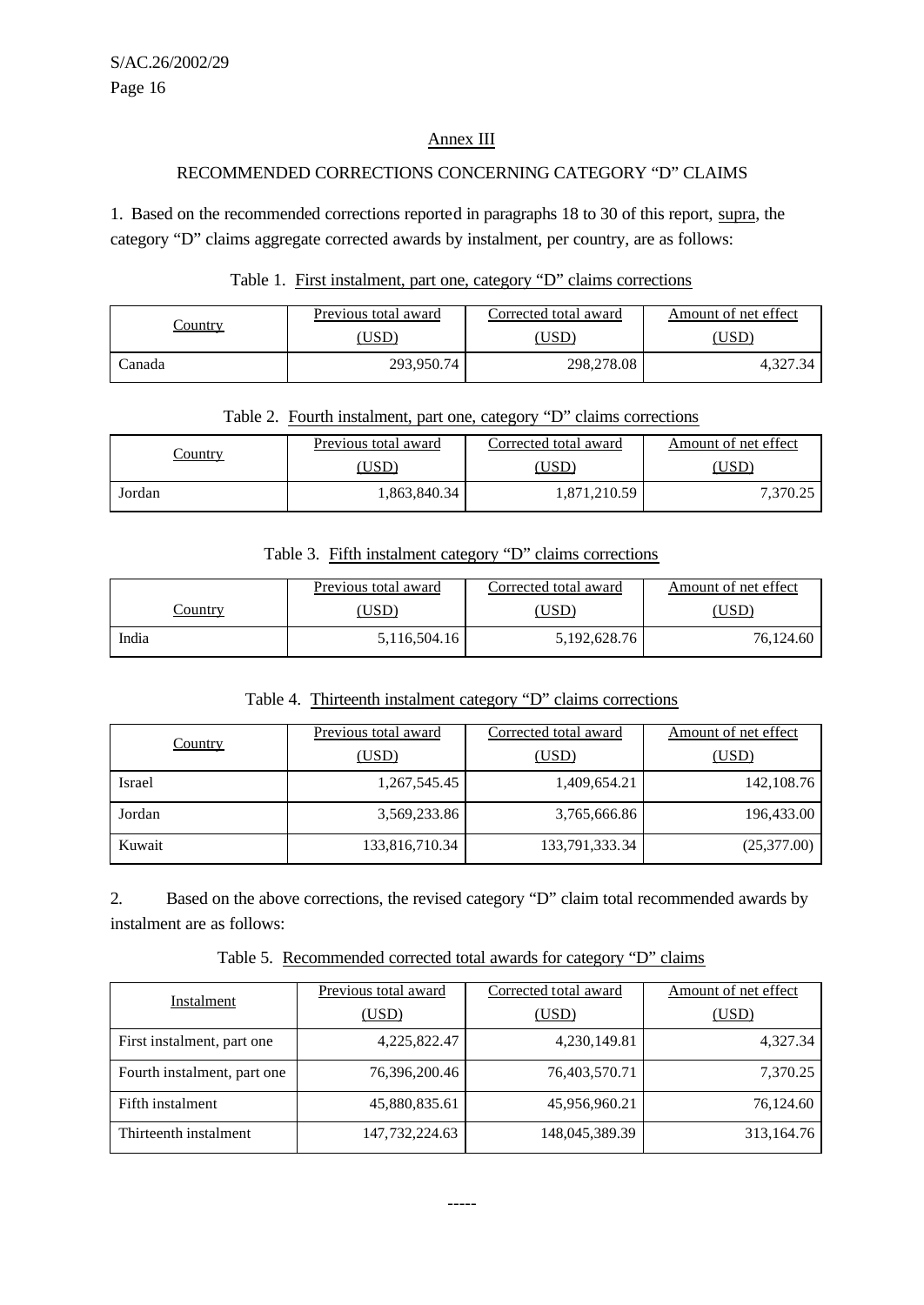## Annex III

### RECOMMENDED CORRECTIONS CONCERNING CATEGORY "D" CLAIMS

1. Based on the recommended corrections reported in paragraphs 18 to 30 of this report, supra, the category "D" claims aggregate corrected awards by instalment, per country, are as follows:

Table 1. First instalment, part one, category "D" claims corrections

| Country | Previous total award (USD) | Corrected total award (USD) | Amount of net effect (USD) |
|---|---|---|---|
| Canada | 293,950.74 | 298,278.08 | 4,327.34 |

Table 2. Fourth instalment, part one, category "D" claims corrections

| Country | Previous total award (USD) | Corrected total award (USD) | Amount of net effect (USD) |
|---|---|---|---|
| Jordan | 1,863,840.34 | 1,871,210.59 | 7,370.25 |

Table 3. Fifth instalment category "D" claims corrections

| Country | Previous total award (USD) | Corrected total award (USD) | Amount of net effect (USD) |
|---|---|---|---|
| India | 5,116,504.16 | 5,192,628.76 | 76,124.60 |

Table 4. Thirteenth instalment category "D" claims corrections

| Country | Previous total award (USD) | Corrected total award (USD) | Amount of net effect (USD) |
|---|---|---|---|
| Israel | 1,267,545.45 | 1,409,654.21 | 142,108.76 |
| Jordan | 3,569,233.86 | 3,765,666.86 | 196,433.00 |
| Kuwait | 133,816,710.34 | 133,791,333.34 | (25,377.00) |

2. Based on the above corrections, the revised category "D" claim total recommended awards by instalment are as follows:

Table 5. Recommended corrected total awards for category "D" claims

| Instalment | Previous total award (USD) | Corrected total award (USD) | Amount of net effect (USD) |
|---|---|---|---|
| First instalment, part one | 4,225,822.47 | 4,230,149.81 | 4,327.34 |
| Fourth instalment, part one | 76,396,200.46 | 76,403,570.71 | 7,370.25 |
| Fifth instalment | 45,880,835.61 | 45,956,960.21 | 76,124.60 |
| Thirteenth instalment | 147,732,224.63 | 148,045,389.39 | 313,164.76 |

-----